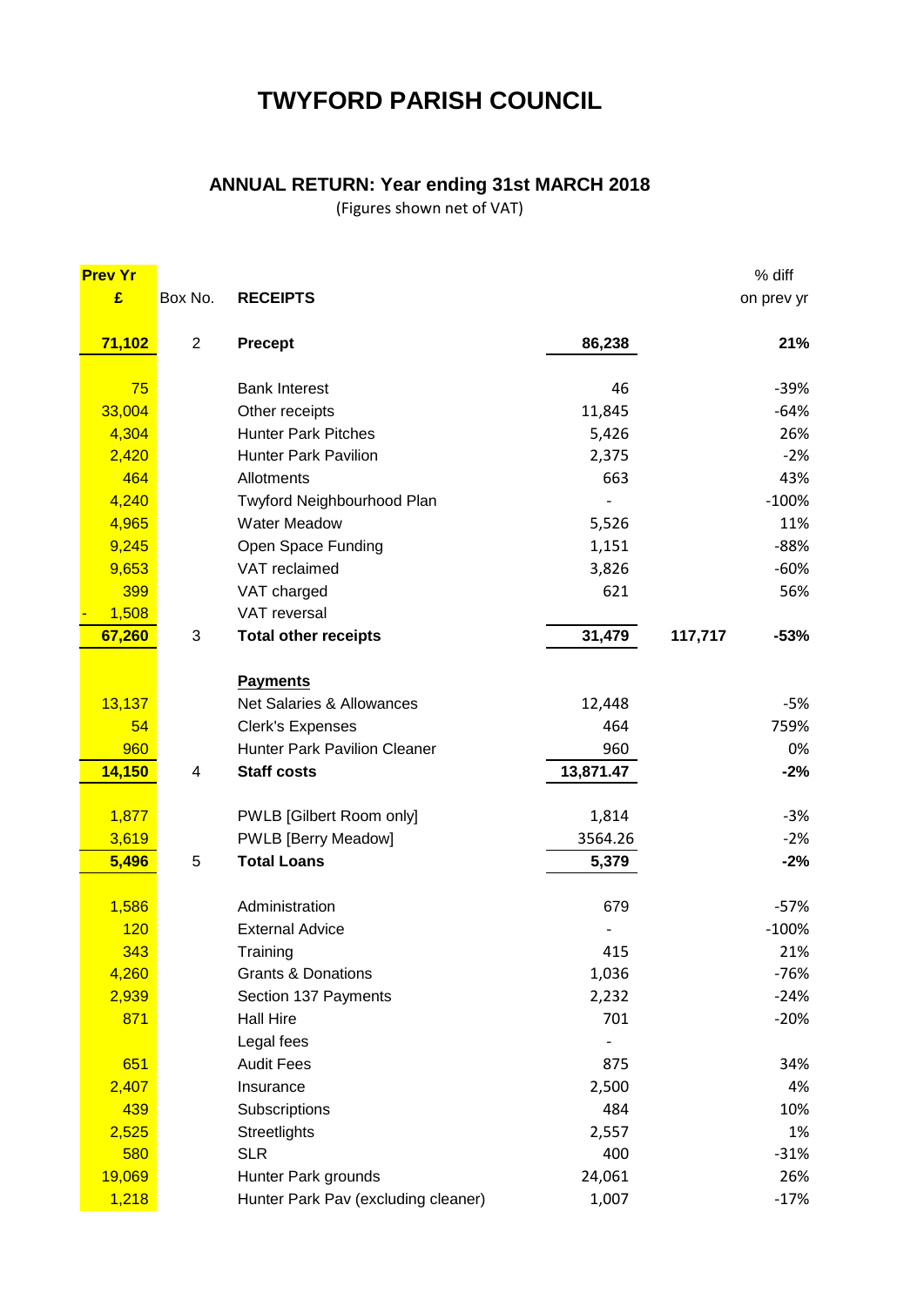# TWYFORD PARISH COUNCIL

## ANNUAL RETURN: Year ending 31st MARCH 2018

(Figures shown net of VAT)

| Prev Yr £ | Box No. | RECEIPTS | | | % diff on prev yr |
|---|---|---|---|---|---|
| **71,102** | 2 | **Precept** | **86,238** | | **21%** |
| 75 | | Bank Interest | 46 | | -39% |
| 33,004 | | Other receipts | 11,845 | | -64% |
| 4,304 | | Hunter Park Pitches | 5,426 | | 26% |
| 2,420 | | Hunter Park Pavilion | 2,375 | | -2% |
| 464 | | Allotments | 663 | | 43% |
| 4,240 | | Twyford Neighbourhood Plan | - | | -100% |
| 4,965 | | Water Meadow | 5,526 | | 11% |
| 9,245 | | Open Space Funding | 1,151 | | -88% |
| 9,653 | | VAT reclaimed | 3,826 | | -60% |
| 399 | | VAT charged | 621 | | 56% |
| - 1,508 | | VAT reversal | | | |
| **67,260** | 3 | **Total other receipts** | **31,479** | **117,717** | **-53%** |
| | | **Payments** | | | |
| 13,137 | | Net Salaries & Allowances | 12,448 | | -5% |
| 54 | | Clerk's Expenses | 464 | | 759% |
| 960 | | Hunter Park Pavilion Cleaner | 960 | | 0% |
| **14,150** | 4 | **Staff costs** | **13,871.47** | | **-2%** |
| 1,877 | | PWLB [Gilbert Room only] | 1,814 | | -3% |
| 3,619 | | PWLB [Berry Meadow] | 3564.26 | | -2% |
| **5,496** | 5 | **Total Loans** | **5,379** | | **-2%** |
| 1,586 | | Administration | 679 | | -57% |
| 120 | | External Advice | - | | -100% |
| 343 | | Training | 415 | | 21% |
| 4,260 | | Grants & Donations | 1,036 | | -76% |
| 2,939 | | Section 137 Payments | 2,232 | | -24% |
| 871 | | Hall Hire | 701 | | -20% |
| | | Legal fees | - | | |
| 651 | | Audit Fees | 875 | | 34% |
| 2,407 | | Insurance | 2,500 | | 4% |
| 439 | | Subscriptions | 484 | | 10% |
| 2,525 | | Streetlights | 2,557 | | 1% |
| 580 | | SLR | 400 | | -31% |
| 19,069 | | Hunter Park grounds | 24,061 | | 26% |
| 1,218 | | Hunter Park Pav (excluding cleaner) | 1,007 | | -17% |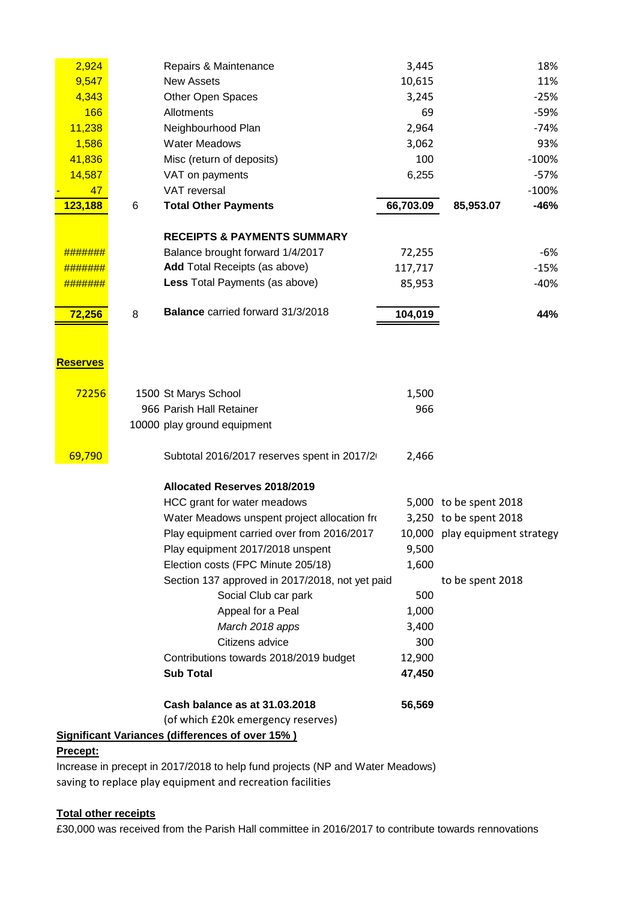| 2016/2017 | Note | | 2017/2018 | | Variance |
|---|---|---|---|---|---|
| 2,924 | | Repairs & Maintenance | 3,445 | | 18% |
| 9,547 | | New Assets | 10,615 | | 11% |
| 4,343 | | Other Open Spaces | 3,245 | | -25% |
| 166 | | Allotments | 69 | | -59% |
| 11,238 | | Neighbourhood Plan | 2,964 | | -74% |
| 1,586 | | Water Meadows | 3,062 | | 93% |
| 41,836 | | Misc (return of deposits) | 100 | | -100% |
| 14,587 | | VAT on payments | 6,255 | | -57% |
| - 47 | | VAT reversal | | | -100% |
| **123,188** | 6 | **Total Other Payments** | **66,703.09** | **85,953.07** | **-46%** |
| | | **RECEIPTS & PAYMENTS SUMMARY** | | | |
| ####### | | Balance brought forward 1/4/2017 | 72,255 | | -6% |
| ####### | | **Add** Total Receipts (as above) | 117,717 | | -15% |
| ####### | | **Less** Total Payments (as above) | 85,953 | | -40% |
| **72,256** | 8 | **Balance** carried forward 31/3/2018 | **104,019** | | **44%** |

**Reserves**

| | | | |
|---|---|---|---|
| 72256 | 1500 St Marys School | 1,500 | |
| | 966 Parish Hall Retainer | 966 | |
| | 10000 play ground equipment | | |
| 69,790 | Subtotal 2016/2017 reserves spent in 2017/2 | 2,466 | |
| | **Allocated Reserves 2018/2019** | | |
| | HCC grant for water meadows | 5,000 | to be spent 2018 |
| | Water Meadows unspent project allocation fr | 3,250 | to be spent 2018 |
| | Play equipment carried over from 2016/2017 | 10,000 | play equipment strategy |
| | Play equipment 2017/2018 unspent | 9,500 | |
| | Election costs (FPC Minute 205/18) | 1,600 | |
| | Section 137 approved in 2017/2018, not yet paid | | to be spent 2018 |
| | Social Club car park | 500 | |
| | Appeal for a Peal | 1,000 | |
| | *March 2018 apps* | 3,400 | |
| | Citizens advice | 300 | |
| | Contributions towards 2018/2019 budget | 12,900 | |
| | **Sub Total** | **47,450** | |
| | **Cash balance as at 31.03.2018** | **56,569** | |
| | (of which £20k emergency reserves) | | |

**Significant Variances (differences of over 15% )**

**Precept:**

Increase in precept in 2017/2018 to help fund projects (NP and Water Meadows)
saving to replace play equipment and recreation facilities

**Total other receipts**

£30,000 was received from the Parish Hall committee in 2016/2017 to contribute towards rennovations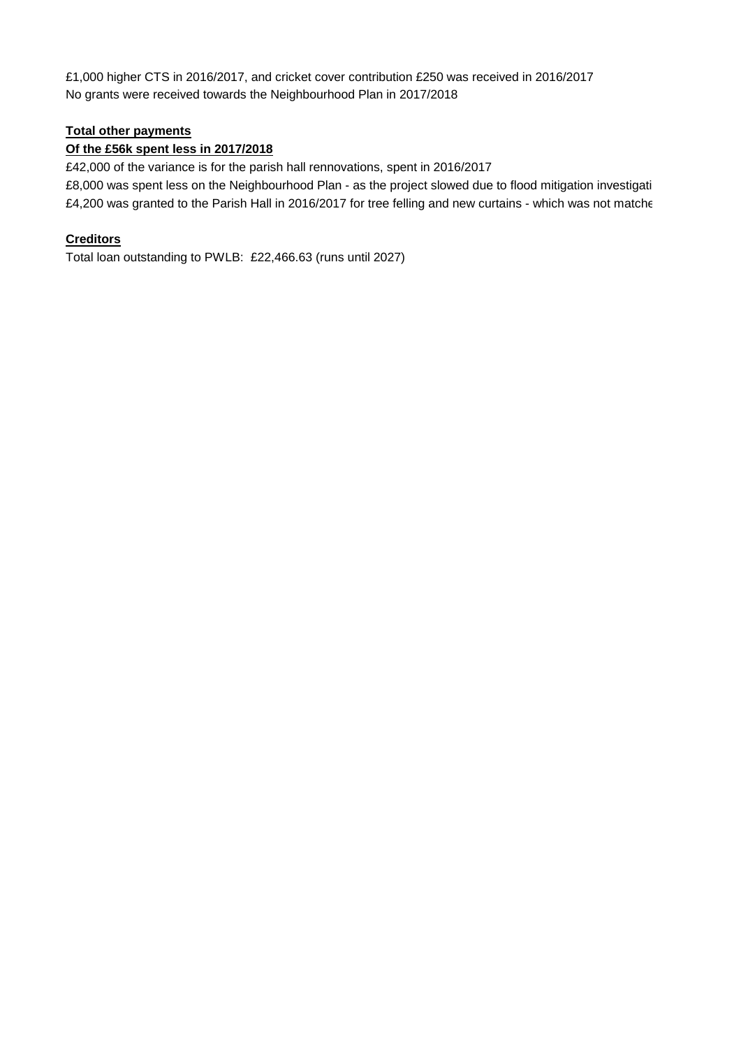£1,000 higher CTS in 2016/2017, and cricket cover contribution £250 was received in 2016/2017
No grants were received towards the Neighbourhood Plan in 2017/2018

**Total other payments**

**Of the £56k spent less in 2017/2018**

£42,000 of the variance is for the parish hall rennovations, spent in 2016/2017
£8,000 was spent less on the Neighbourhood Plan - as the project slowed due to flood mitigation investigati
£4,200 was granted to the Parish Hall in 2016/2017 for tree felling and new curtains - which was not matche

**Creditors**

Total loan outstanding to PWLB: £22,466.63 (runs until 2027)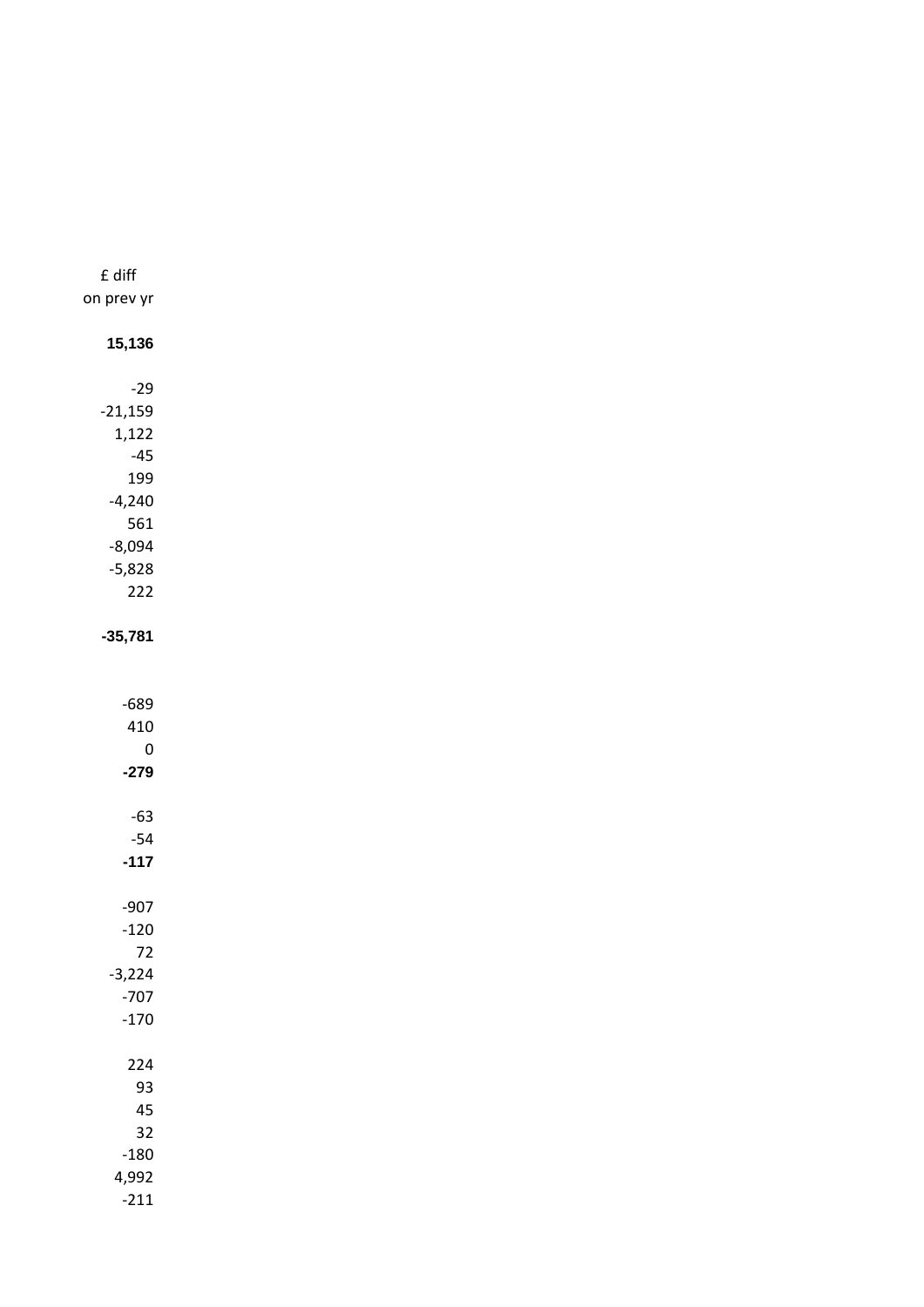| £ diff on prev yr |
|---:|
| **15,136** |
| |
| -29 |
| -21,159 |
| 1,122 |
| -45 |
| 199 |
| -4,240 |
| 561 |
| -8,094 |
| -5,828 |
| 222 |
| |
| **-35,781** |
| |
| |
| -689 |
| 410 |
| 0 |
| **-279** |
| |
| -63 |
| -54 |
| **-117** |
| |
| -907 |
| -120 |
| 72 |
| -3,224 |
| -707 |
| -170 |
| |
| 224 |
| 93 |
| 45 |
| 32 |
| -180 |
| 4,992 |
| -211 |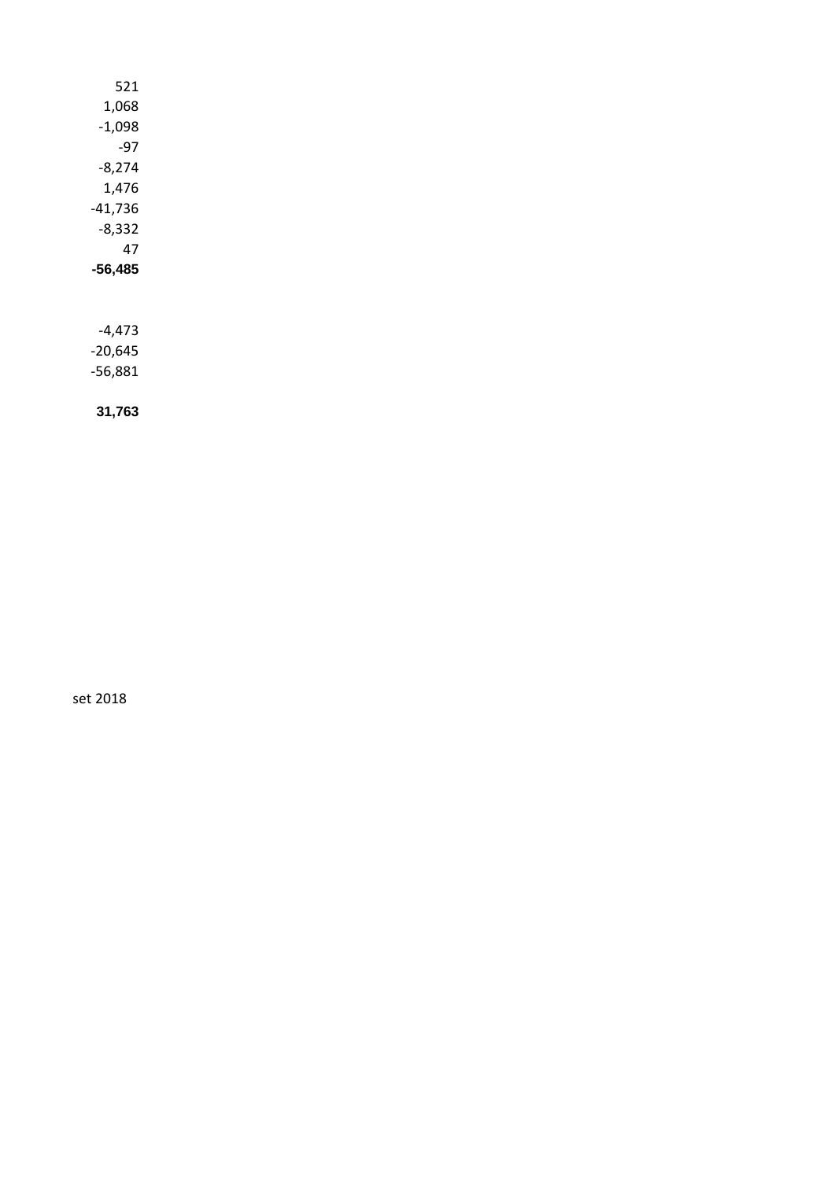| |
|---|
| 521 |
| 1,068 |
| -1,098 |
| -97 |
| -8,274 |
| 1,476 |
| -41,736 |
| -8,332 |
| 47 |
| **-56,485** |
| |
| -4,473 |
| -20,645 |
| -56,881 |
| |
| **31,763** |

set 2018